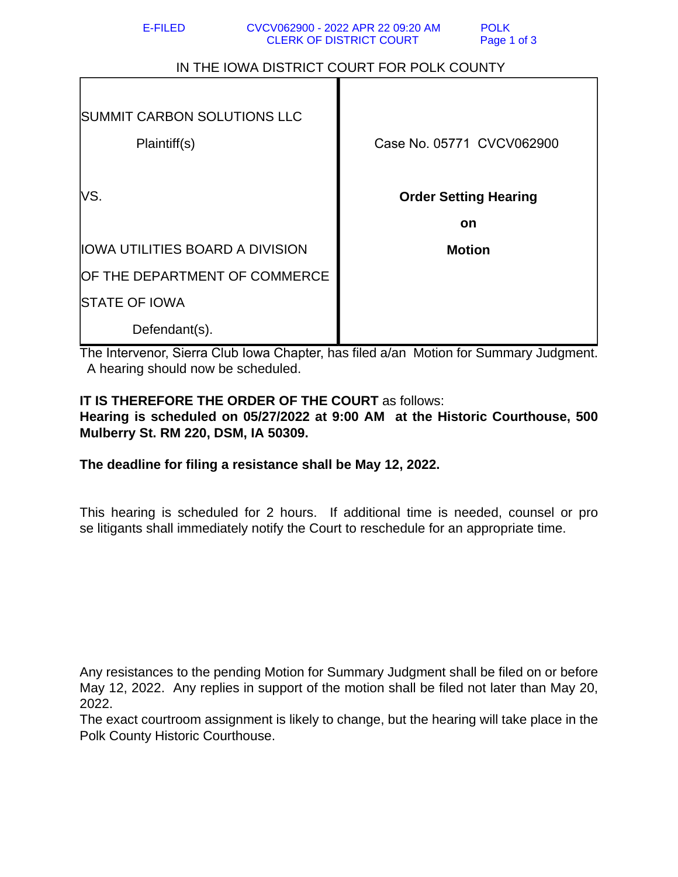E-FILED CVCV062900 - 2022 APR 22 09:20 AM POLK
CLERK OF DISTRICT COURT

IN THE IOWA DISTRICT COURT FOR POLK COUNTY

| | |
|---|---|
| SUMMIT CARBON SOLUTIONS LLC<br><br>Plaintiff(s)<br><br>VS.<br><br>IOWA UTILITIES BOARD A DIVISION OF THE DEPARTMENT OF COMMERCE STATE OF IOWA<br><br>Defendant(s). | Case No. 05771 CVCV062900<br><br>**Order Setting Hearing on Motion** |

The Intervenor, Sierra Club Iowa Chapter, has filed a/an Motion for Summary Judgment. A hearing should now be scheduled.

**IT IS THEREFORE THE ORDER OF THE COURT** as follows:
**Hearing is scheduled on 05/27/2022 at 9:00 AM at the Historic Courthouse, 500 Mulberry St. RM 220, DSM, IA 50309.**

**The deadline for filing a resistance shall be May 12, 2022.**

This hearing is scheduled for 2 hours. If additional time is needed, counsel or pro se litigants shall immediately notify the Court to reschedule for an appropriate time.

Any resistances to the pending Motion for Summary Judgment shall be filed on or before May 12, 2022. Any replies in support of the motion shall be filed not later than May 20, 2022.
The exact courtroom assignment is likely to change, but the hearing will take place in the Polk County Historic Courthouse.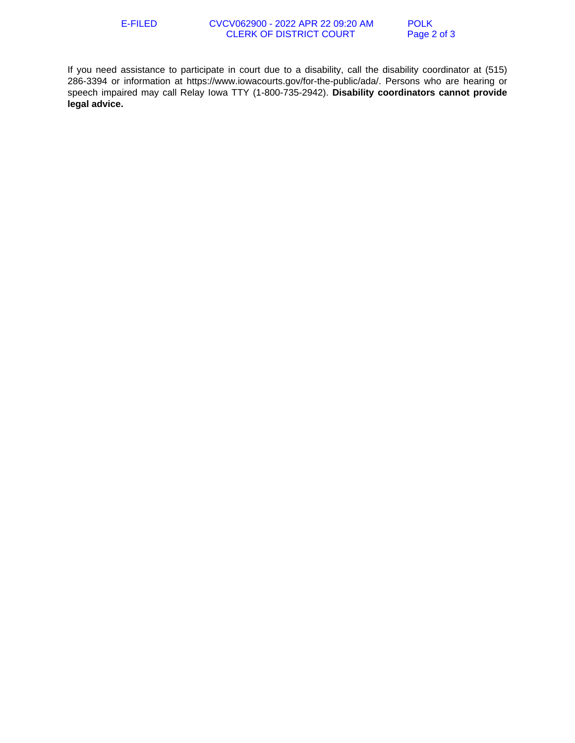If you need assistance to participate in court due to a disability, call the disability coordinator at (515) 286-3394 or information at https://www.iowacourts.gov/for-the-public/ada/. Persons who are hearing or speech impaired may call Relay Iowa TTY (1-800-735-2942). **Disability coordinators cannot provide legal advice.**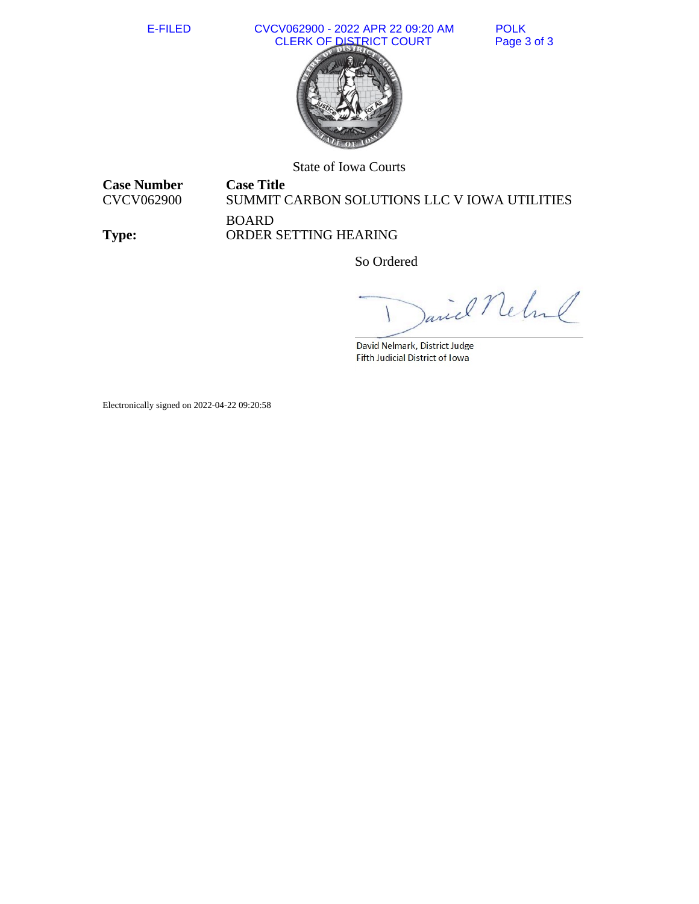State of Iowa Courts

| | |
|---|---|
| **Case Number** | **Case Title** |
| CVCV062900 | SUMMIT CARBON SOLUTIONS LLC V IOWA UTILITIES BOARD |
| **Type:** | ORDER SETTING HEARING |

So Ordered

David Nelmark, District Judge
Fifth Judicial District of Iowa

Electronically signed on 2022-04-22 09:20:58